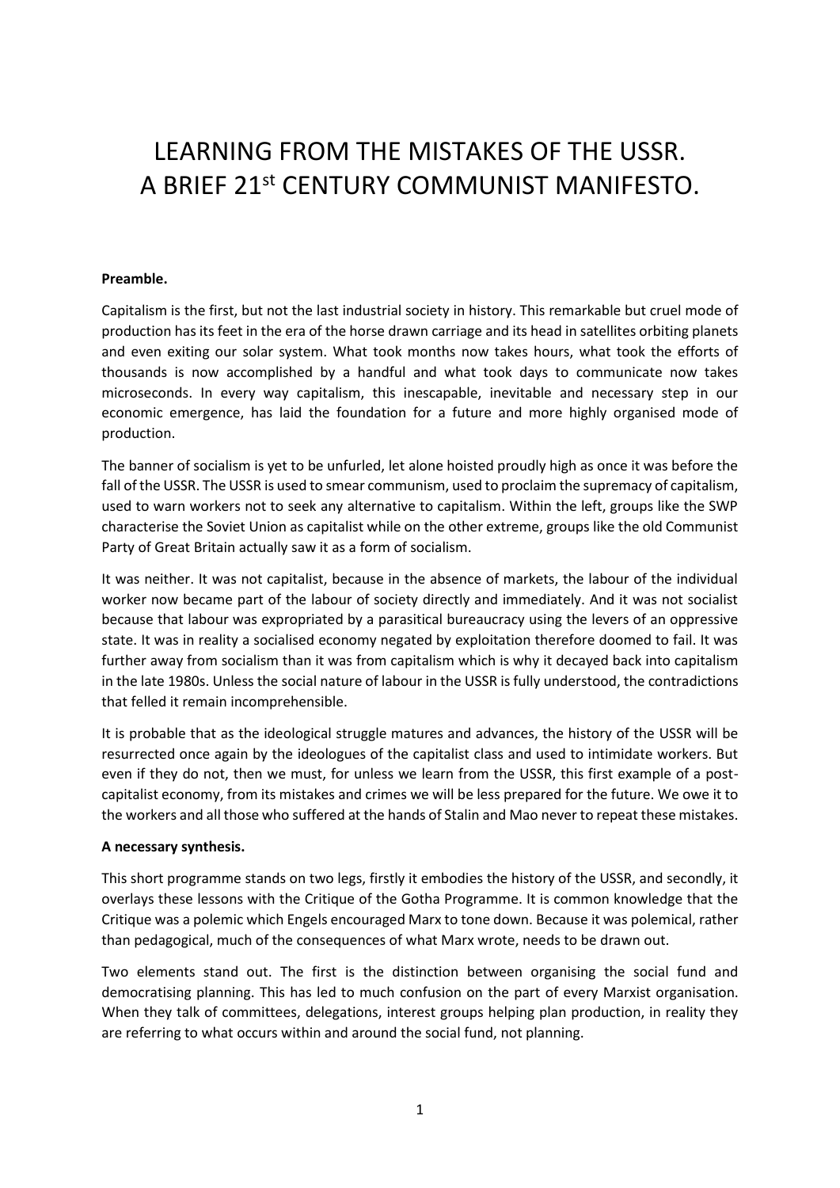# LEARNING FROM THE MISTAKES OF THE USSR. A BRIEF 21st CENTURY COMMUNIST MANIFESTO.

**Preamble.**

Capitalism is the first, but not the last industrial society in history. This remarkable but cruel mode of production has its feet in the era of the horse drawn carriage and its head in satellites orbiting planets and even exiting our solar system. What took months now takes hours, what took the efforts of thousands is now accomplished by a handful and what took days to communicate now takes microseconds. In every way capitalism, this inescapable, inevitable and necessary step in our economic emergence, has laid the foundation for a future and more highly organised mode of production.

The banner of socialism is yet to be unfurled, let alone hoisted proudly high as once it was before the fall of the USSR. The USSR is used to smear communism, used to proclaim the supremacy of capitalism, used to warn workers not to seek any alternative to capitalism. Within the left, groups like the SWP characterise the Soviet Union as capitalist while on the other extreme, groups like the old Communist Party of Great Britain actually saw it as a form of socialism.

It was neither. It was not capitalist, because in the absence of markets, the labour of the individual worker now became part of the labour of society directly and immediately. And it was not socialist because that labour was expropriated by a parasitical bureaucracy using the levers of an oppressive state. It was in reality a socialised economy negated by exploitation therefore doomed to fail. It was further away from socialism than it was from capitalism which is why it decayed back into capitalism in the late 1980s. Unless the social nature of labour in the USSR is fully understood, the contradictions that felled it remain incomprehensible.

It is probable that as the ideological struggle matures and advances, the history of the USSR will be resurrected once again by the ideologues of the capitalist class and used to intimidate workers. But even if they do not, then we must, for unless we learn from the USSR, this first example of a post-capitalist economy, from its mistakes and crimes we will be less prepared for the future. We owe it to the workers and all those who suffered at the hands of Stalin and Mao never to repeat these mistakes.

**A necessary synthesis.**

This short programme stands on two legs, firstly it embodies the history of the USSR, and secondly, it overlays these lessons with the Critique of the Gotha Programme. It is common knowledge that the Critique was a polemic which Engels encouraged Marx to tone down. Because it was polemical, rather than pedagogical, much of the consequences of what Marx wrote, needs to be drawn out.

Two elements stand out. The first is the distinction between organising the social fund and democratising planning. This has led to much confusion on the part of every Marxist organisation. When they talk of committees, delegations, interest groups helping plan production, in reality they are referring to what occurs within and around the social fund, not planning.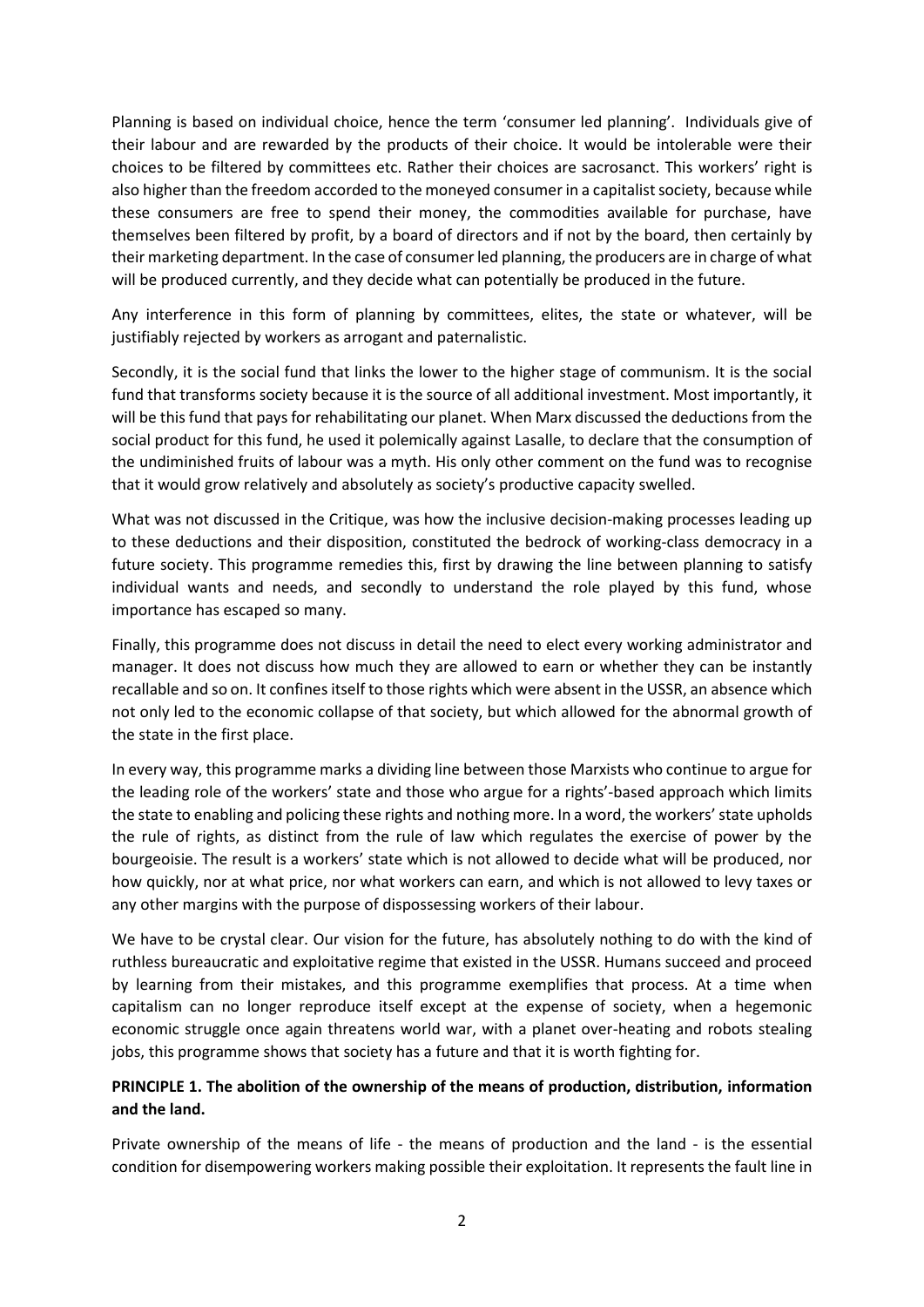Planning is based on individual choice, hence the term 'consumer led planning'. Individuals give of their labour and are rewarded by the products of their choice. It would be intolerable were their choices to be filtered by committees etc. Rather their choices are sacrosanct. This workers' right is also higher than the freedom accorded to the moneyed consumer in a capitalist society, because while these consumers are free to spend their money, the commodities available for purchase, have themselves been filtered by profit, by a board of directors and if not by the board, then certainly by their marketing department. In the case of consumer led planning, the producers are in charge of what will be produced currently, and they decide what can potentially be produced in the future.

Any interference in this form of planning by committees, elites, the state or whatever, will be justifiably rejected by workers as arrogant and paternalistic.

Secondly, it is the social fund that links the lower to the higher stage of communism. It is the social fund that transforms society because it is the source of all additional investment. Most importantly, it will be this fund that pays for rehabilitating our planet. When Marx discussed the deductions from the social product for this fund, he used it polemically against Lasalle, to declare that the consumption of the undiminished fruits of labour was a myth. His only other comment on the fund was to recognise that it would grow relatively and absolutely as society's productive capacity swelled.

What was not discussed in the Critique, was how the inclusive decision-making processes leading up to these deductions and their disposition, constituted the bedrock of working-class democracy in a future society. This programme remedies this, first by drawing the line between planning to satisfy individual wants and needs, and secondly to understand the role played by this fund, whose importance has escaped so many.

Finally, this programme does not discuss in detail the need to elect every working administrator and manager. It does not discuss how much they are allowed to earn or whether they can be instantly recallable and so on. It confines itself to those rights which were absent in the USSR, an absence which not only led to the economic collapse of that society, but which allowed for the abnormal growth of the state in the first place.

In every way, this programme marks a dividing line between those Marxists who continue to argue for the leading role of the workers' state and those who argue for a rights'-based approach which limits the state to enabling and policing these rights and nothing more. In a word, the workers' state upholds the rule of rights, as distinct from the rule of law which regulates the exercise of power by the bourgeoisie. The result is a workers' state which is not allowed to decide what will be produced, nor how quickly, nor at what price, nor what workers can earn, and which is not allowed to levy taxes or any other margins with the purpose of dispossessing workers of their labour.

We have to be crystal clear. Our vision for the future, has absolutely nothing to do with the kind of ruthless bureaucratic and exploitative regime that existed in the USSR. Humans succeed and proceed by learning from their mistakes, and this programme exemplifies that process. At a time when capitalism can no longer reproduce itself except at the expense of society, when a hegemonic economic struggle once again threatens world war, with a planet over-heating and robots stealing jobs, this programme shows that society has a future and that it is worth fighting for.

**PRINCIPLE 1. The abolition of the ownership of the means of production, distribution, information and the land.**

Private ownership of the means of life - the means of production and the land - is the essential condition for disempowering workers making possible their exploitation. It represents the fault line in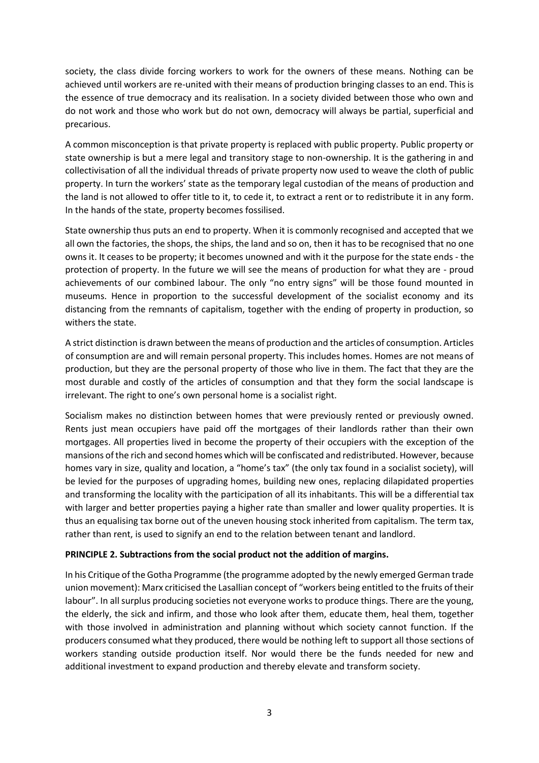society, the class divide forcing workers to work for the owners of these means. Nothing can be achieved until workers are re-united with their means of production bringing classes to an end. This is the essence of true democracy and its realisation. In a society divided between those who own and do not work and those who work but do not own, democracy will always be partial, superficial and precarious.

A common misconception is that private property is replaced with public property. Public property or state ownership is but a mere legal and transitory stage to non-ownership. It is the gathering in and collectivisation of all the individual threads of private property now used to weave the cloth of public property. In turn the workers' state as the temporary legal custodian of the means of production and the land is not allowed to offer title to it, to cede it, to extract a rent or to redistribute it in any form. In the hands of the state, property becomes fossilised.

State ownership thus puts an end to property. When it is commonly recognised and accepted that we all own the factories, the shops, the ships, the land and so on, then it has to be recognised that no one owns it. It ceases to be property; it becomes unowned and with it the purpose for the state ends - the protection of property. In the future we will see the means of production for what they are - proud achievements of our combined labour. The only "no entry signs" will be those found mounted in museums. Hence in proportion to the successful development of the socialist economy and its distancing from the remnants of capitalism, together with the ending of property in production, so withers the state.

A strict distinction is drawn between the means of production and the articles of consumption. Articles of consumption are and will remain personal property. This includes homes. Homes are not means of production, but they are the personal property of those who live in them. The fact that they are the most durable and costly of the articles of consumption and that they form the social landscape is irrelevant. The right to one's own personal home is a socialist right.

Socialism makes no distinction between homes that were previously rented or previously owned. Rents just mean occupiers have paid off the mortgages of their landlords rather than their own mortgages. All properties lived in become the property of their occupiers with the exception of the mansions of the rich and second homes which will be confiscated and redistributed. However, because homes vary in size, quality and location, a "home's tax" (the only tax found in a socialist society), will be levied for the purposes of upgrading homes, building new ones, replacing dilapidated properties and transforming the locality with the participation of all its inhabitants. This will be a differential tax with larger and better properties paying a higher rate than smaller and lower quality properties. It is thus an equalising tax borne out of the uneven housing stock inherited from capitalism. The term tax, rather than rent, is used to signify an end to the relation between tenant and landlord.

**PRINCIPLE 2. Subtractions from the social product not the addition of margins.**

In his Critique of the Gotha Programme (the programme adopted by the newly emerged German trade union movement): Marx criticised the Lasallian concept of "workers being entitled to the fruits of their labour". In all surplus producing societies not everyone works to produce things. There are the young, the elderly, the sick and infirm, and those who look after them, educate them, heal them, together with those involved in administration and planning without which society cannot function. If the producers consumed what they produced, there would be nothing left to support all those sections of workers standing outside production itself. Nor would there be the funds needed for new and additional investment to expand production and thereby elevate and transform society.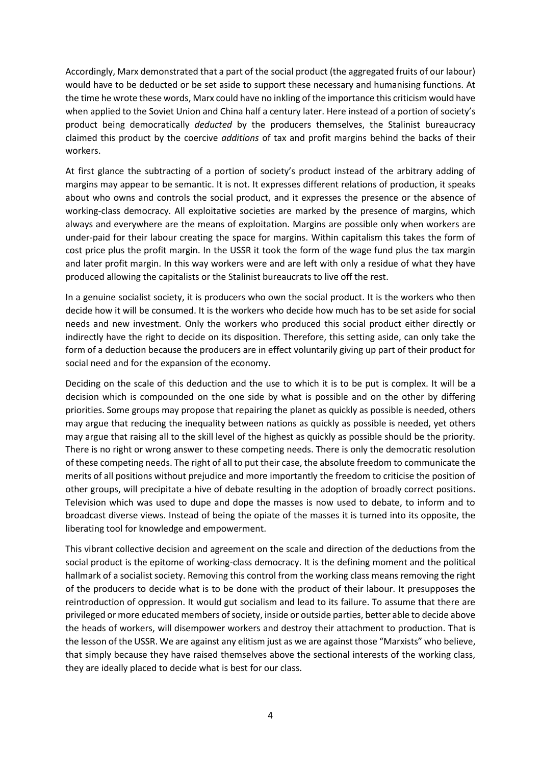Accordingly, Marx demonstrated that a part of the social product (the aggregated fruits of our labour) would have to be deducted or be set aside to support these necessary and humanising functions. At the time he wrote these words, Marx could have no inkling of the importance this criticism would have when applied to the Soviet Union and China half a century later. Here instead of a portion of society's product being democratically *deducted* by the producers themselves, the Stalinist bureaucracy claimed this product by the coercive *additions* of tax and profit margins behind the backs of their workers.

At first glance the subtracting of a portion of society's product instead of the arbitrary adding of margins may appear to be semantic. It is not. It expresses different relations of production, it speaks about who owns and controls the social product, and it expresses the presence or the absence of working-class democracy. All exploitative societies are marked by the presence of margins, which always and everywhere are the means of exploitation. Margins are possible only when workers are under-paid for their labour creating the space for margins. Within capitalism this takes the form of cost price plus the profit margin. In the USSR it took the form of the wage fund plus the tax margin and later profit margin. In this way workers were and are left with only a residue of what they have produced allowing the capitalists or the Stalinist bureaucrats to live off the rest.

In a genuine socialist society, it is producers who own the social product. It is the workers who then decide how it will be consumed. It is the workers who decide how much has to be set aside for social needs and new investment. Only the workers who produced this social product either directly or indirectly have the right to decide on its disposition. Therefore, this setting aside, can only take the form of a deduction because the producers are in effect voluntarily giving up part of their product for social need and for the expansion of the economy.

Deciding on the scale of this deduction and the use to which it is to be put is complex. It will be a decision which is compounded on the one side by what is possible and on the other by differing priorities. Some groups may propose that repairing the planet as quickly as possible is needed, others may argue that reducing the inequality between nations as quickly as possible is needed, yet others may argue that raising all to the skill level of the highest as quickly as possible should be the priority. There is no right or wrong answer to these competing needs. There is only the democratic resolution of these competing needs. The right of all to put their case, the absolute freedom to communicate the merits of all positions without prejudice and more importantly the freedom to criticise the position of other groups, will precipitate a hive of debate resulting in the adoption of broadly correct positions. Television which was used to dupe and dope the masses is now used to debate, to inform and to broadcast diverse views. Instead of being the opiate of the masses it is turned into its opposite, the liberating tool for knowledge and empowerment.

This vibrant collective decision and agreement on the scale and direction of the deductions from the social product is the epitome of working-class democracy. It is the defining moment and the political hallmark of a socialist society. Removing this control from the working class means removing the right of the producers to decide what is to be done with the product of their labour. It presupposes the reintroduction of oppression. It would gut socialism and lead to its failure. To assume that there are privileged or more educated members of society, inside or outside parties, better able to decide above the heads of workers, will disempower workers and destroy their attachment to production. That is the lesson of the USSR. We are against any elitism just as we are against those "Marxists" who believe, that simply because they have raised themselves above the sectional interests of the working class, they are ideally placed to decide what is best for our class.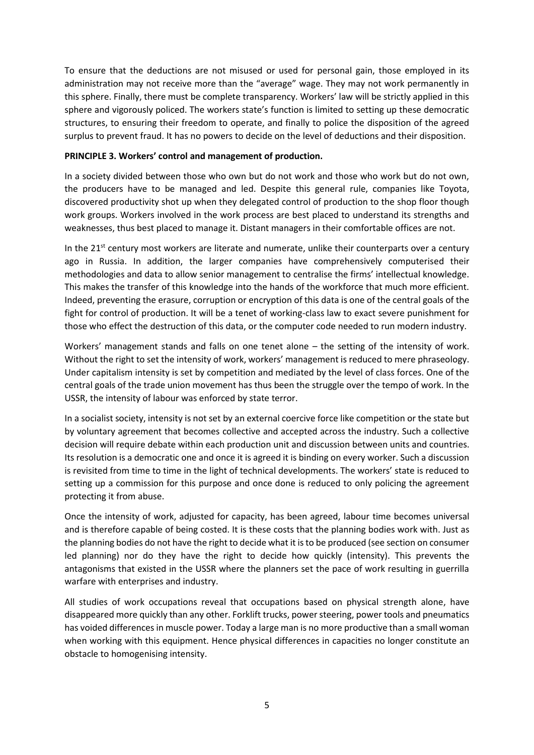To ensure that the deductions are not misused or used for personal gain, those employed in its administration may not receive more than the "average" wage. They may not work permanently in this sphere. Finally, there must be complete transparency. Workers' law will be strictly applied in this sphere and vigorously policed. The workers state's function is limited to setting up these democratic structures, to ensuring their freedom to operate, and finally to police the disposition of the agreed surplus to prevent fraud. It has no powers to decide on the level of deductions and their disposition.

**PRINCIPLE 3. Workers' control and management of production.**

In a society divided between those who own but do not work and those who work but do not own, the producers have to be managed and led. Despite this general rule, companies like Toyota, discovered productivity shot up when they delegated control of production to the shop floor though work groups. Workers involved in the work process are best placed to understand its strengths and weaknesses, thus best placed to manage it. Distant managers in their comfortable offices are not.

In the 21st century most workers are literate and numerate, unlike their counterparts over a century ago in Russia. In addition, the larger companies have comprehensively computerised their methodologies and data to allow senior management to centralise the firms' intellectual knowledge. This makes the transfer of this knowledge into the hands of the workforce that much more efficient. Indeed, preventing the erasure, corruption or encryption of this data is one of the central goals of the fight for control of production. It will be a tenet of working-class law to exact severe punishment for those who effect the destruction of this data, or the computer code needed to run modern industry.

Workers' management stands and falls on one tenet alone – the setting of the intensity of work. Without the right to set the intensity of work, workers' management is reduced to mere phraseology. Under capitalism intensity is set by competition and mediated by the level of class forces. One of the central goals of the trade union movement has thus been the struggle over the tempo of work. In the USSR, the intensity of labour was enforced by state terror.

In a socialist society, intensity is not set by an external coercive force like competition or the state but by voluntary agreement that becomes collective and accepted across the industry. Such a collective decision will require debate within each production unit and discussion between units and countries. Its resolution is a democratic one and once it is agreed it is binding on every worker. Such a discussion is revisited from time to time in the light of technical developments. The workers' state is reduced to setting up a commission for this purpose and once done is reduced to only policing the agreement protecting it from abuse.

Once the intensity of work, adjusted for capacity, has been agreed, labour time becomes universal and is therefore capable of being costed. It is these costs that the planning bodies work with. Just as the planning bodies do not have the right to decide what it is to be produced (see section on consumer led planning) nor do they have the right to decide how quickly (intensity). This prevents the antagonisms that existed in the USSR where the planners set the pace of work resulting in guerrilla warfare with enterprises and industry.

All studies of work occupations reveal that occupations based on physical strength alone, have disappeared more quickly than any other. Forklift trucks, power steering, power tools and pneumatics has voided differences in muscle power. Today a large man is no more productive than a small woman when working with this equipment. Hence physical differences in capacities no longer constitute an obstacle to homogenising intensity.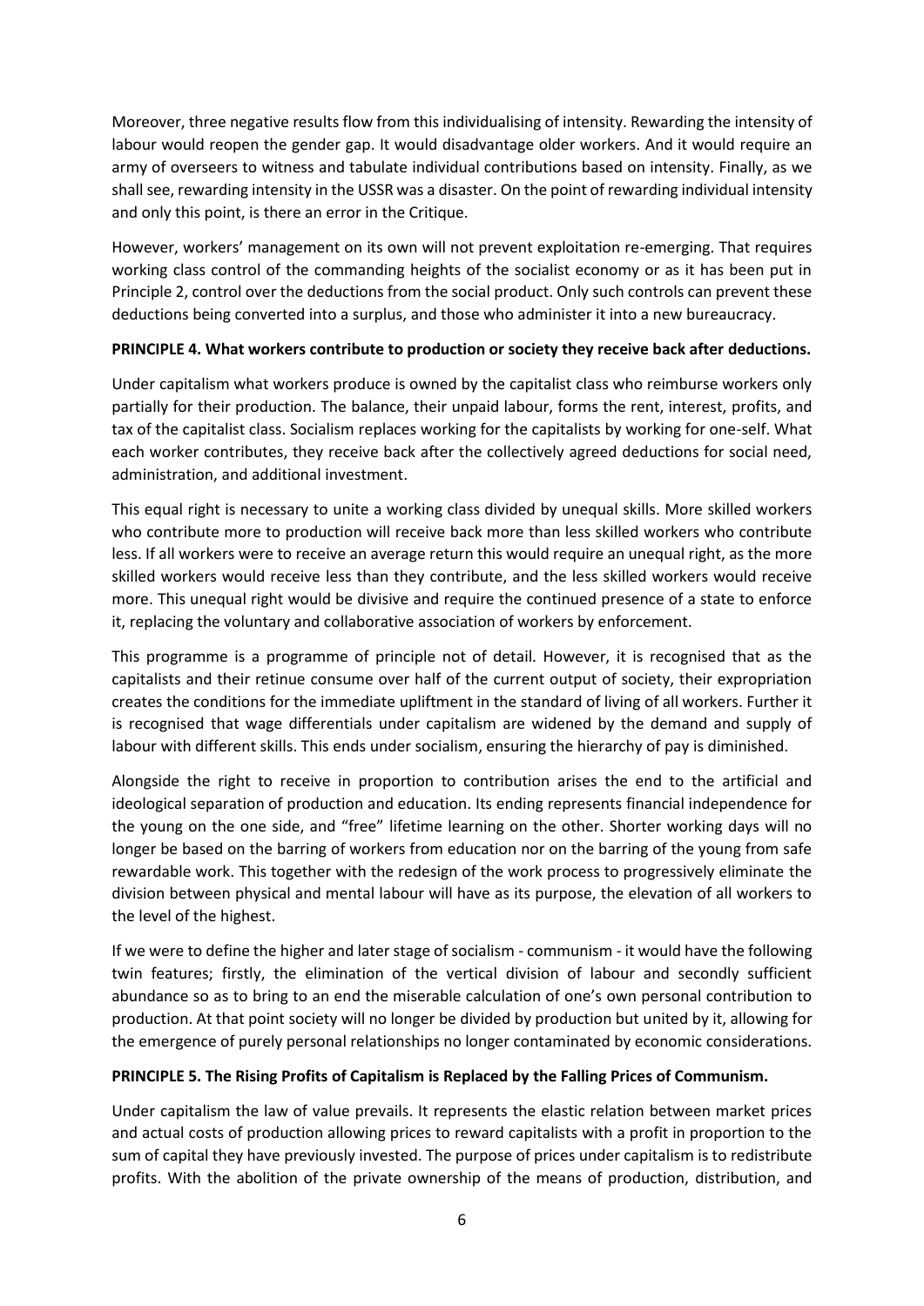Moreover, three negative results flow from this individualising of intensity. Rewarding the intensity of labour would reopen the gender gap. It would disadvantage older workers. And it would require an army of overseers to witness and tabulate individual contributions based on intensity. Finally, as we shall see, rewarding intensity in the USSR was a disaster. On the point of rewarding individual intensity and only this point, is there an error in the Critique.

However, workers' management on its own will not prevent exploitation re-emerging. That requires working class control of the commanding heights of the socialist economy or as it has been put in Principle 2, control over the deductions from the social product. Only such controls can prevent these deductions being converted into a surplus, and those who administer it into a new bureaucracy.

**PRINCIPLE 4. What workers contribute to production or society they receive back after deductions.**

Under capitalism what workers produce is owned by the capitalist class who reimburse workers only partially for their production. The balance, their unpaid labour, forms the rent, interest, profits, and tax of the capitalist class. Socialism replaces working for the capitalists by working for one-self. What each worker contributes, they receive back after the collectively agreed deductions for social need, administration, and additional investment.

This equal right is necessary to unite a working class divided by unequal skills. More skilled workers who contribute more to production will receive back more than less skilled workers who contribute less. If all workers were to receive an average return this would require an unequal right, as the more skilled workers would receive less than they contribute, and the less skilled workers would receive more. This unequal right would be divisive and require the continued presence of a state to enforce it, replacing the voluntary and collaborative association of workers by enforcement.

This programme is a programme of principle not of detail. However, it is recognised that as the capitalists and their retinue consume over half of the current output of society, their expropriation creates the conditions for the immediate upliftment in the standard of living of all workers. Further it is recognised that wage differentials under capitalism are widened by the demand and supply of labour with different skills. This ends under socialism, ensuring the hierarchy of pay is diminished.

Alongside the right to receive in proportion to contribution arises the end to the artificial and ideological separation of production and education. Its ending represents financial independence for the young on the one side, and "free" lifetime learning on the other. Shorter working days will no longer be based on the barring of workers from education nor on the barring of the young from safe rewardable work. This together with the redesign of the work process to progressively eliminate the division between physical and mental labour will have as its purpose, the elevation of all workers to the level of the highest.

If we were to define the higher and later stage of socialism - communism - it would have the following twin features; firstly, the elimination of the vertical division of labour and secondly sufficient abundance so as to bring to an end the miserable calculation of one's own personal contribution to production. At that point society will no longer be divided by production but united by it, allowing for the emergence of purely personal relationships no longer contaminated by economic considerations.

**PRINCIPLE 5. The Rising Profits of Capitalism is Replaced by the Falling Prices of Communism.**

Under capitalism the law of value prevails. It represents the elastic relation between market prices and actual costs of production allowing prices to reward capitalists with a profit in proportion to the sum of capital they have previously invested. The purpose of prices under capitalism is to redistribute profits. With the abolition of the private ownership of the means of production, distribution, and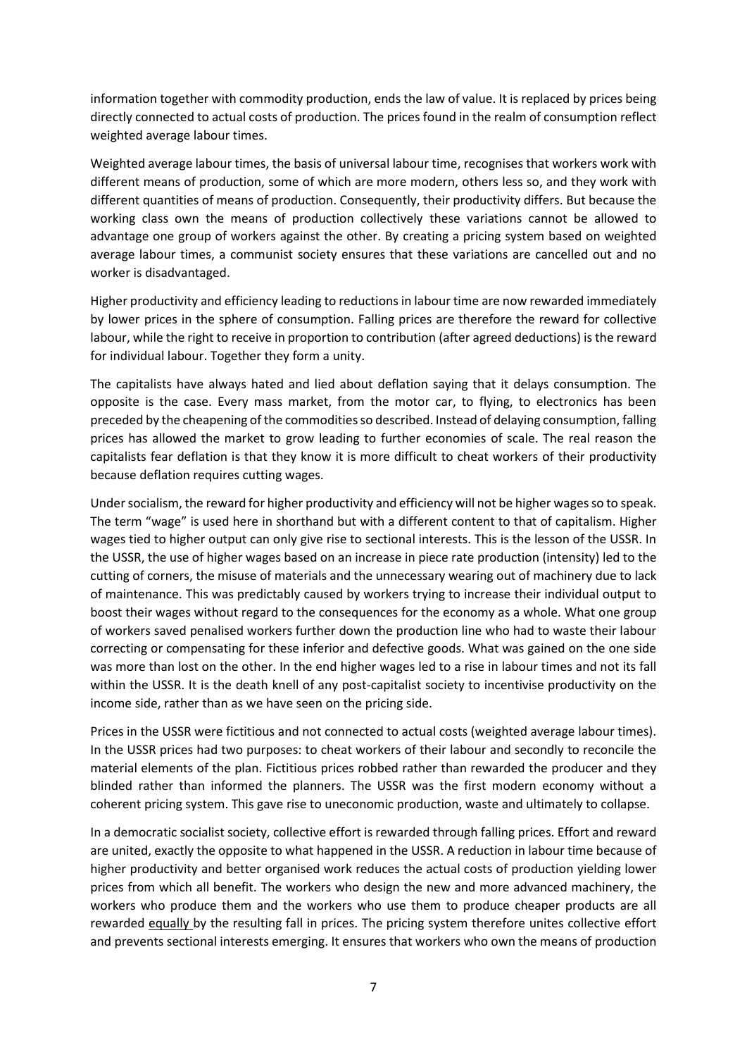information together with commodity production, ends the law of value. It is replaced by prices being directly connected to actual costs of production. The prices found in the realm of consumption reflect weighted average labour times.

Weighted average labour times, the basis of universal labour time, recognises that workers work with different means of production, some of which are more modern, others less so, and they work with different quantities of means of production. Consequently, their productivity differs. But because the working class own the means of production collectively these variations cannot be allowed to advantage one group of workers against the other. By creating a pricing system based on weighted average labour times, a communist society ensures that these variations are cancelled out and no worker is disadvantaged.

Higher productivity and efficiency leading to reductions in labour time are now rewarded immediately by lower prices in the sphere of consumption. Falling prices are therefore the reward for collective labour, while the right to receive in proportion to contribution (after agreed deductions) is the reward for individual labour. Together they form a unity.

The capitalists have always hated and lied about deflation saying that it delays consumption. The opposite is the case. Every mass market, from the motor car, to flying, to electronics has been preceded by the cheapening of the commodities so described. Instead of delaying consumption, falling prices has allowed the market to grow leading to further economies of scale. The real reason the capitalists fear deflation is that they know it is more difficult to cheat workers of their productivity because deflation requires cutting wages.

Under socialism, the reward for higher productivity and efficiency will not be higher wages so to speak. The term "wage" is used here in shorthand but with a different content to that of capitalism. Higher wages tied to higher output can only give rise to sectional interests. This is the lesson of the USSR. In the USSR, the use of higher wages based on an increase in piece rate production (intensity) led to the cutting of corners, the misuse of materials and the unnecessary wearing out of machinery due to lack of maintenance. This was predictably caused by workers trying to increase their individual output to boost their wages without regard to the consequences for the economy as a whole. What one group of workers saved penalised workers further down the production line who had to waste their labour correcting or compensating for these inferior and defective goods. What was gained on the one side was more than lost on the other. In the end higher wages led to a rise in labour times and not its fall within the USSR. It is the death knell of any post-capitalist society to incentivise productivity on the income side, rather than as we have seen on the pricing side.

Prices in the USSR were fictitious and not connected to actual costs (weighted average labour times). In the USSR prices had two purposes: to cheat workers of their labour and secondly to reconcile the material elements of the plan. Fictitious prices robbed rather than rewarded the producer and they blinded rather than informed the planners. The USSR was the first modern economy without a coherent pricing system. This gave rise to uneconomic production, waste and ultimately to collapse.

In a democratic socialist society, collective effort is rewarded through falling prices. Effort and reward are united, exactly the opposite to what happened in the USSR. A reduction in labour time because of higher productivity and better organised work reduces the actual costs of production yielding lower prices from which all benefit. The workers who design the new and more advanced machinery, the workers who produce them and the workers who use them to produce cheaper products are all rewarded <u>equally</u> by the resulting fall in prices. The pricing system therefore unites collective effort and prevents sectional interests emerging. It ensures that workers who own the means of production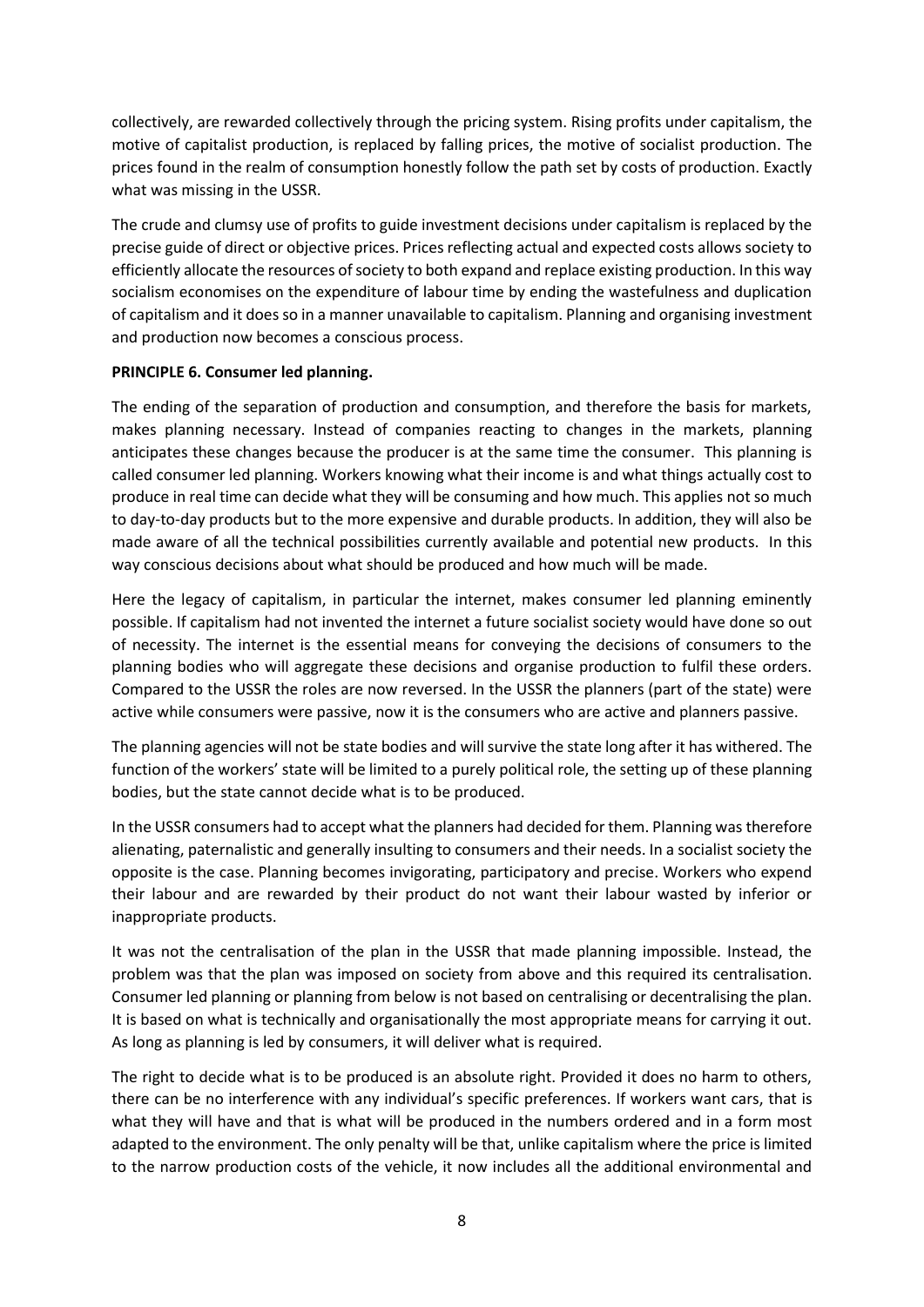collectively, are rewarded collectively through the pricing system. Rising profits under capitalism, the motive of capitalist production, is replaced by falling prices, the motive of socialist production. The prices found in the realm of consumption honestly follow the path set by costs of production. Exactly what was missing in the USSR.

The crude and clumsy use of profits to guide investment decisions under capitalism is replaced by the precise guide of direct or objective prices. Prices reflecting actual and expected costs allows society to efficiently allocate the resources of society to both expand and replace existing production. In this way socialism economises on the expenditure of labour time by ending the wastefulness and duplication of capitalism and it does so in a manner unavailable to capitalism. Planning and organising investment and production now becomes a conscious process.

**PRINCIPLE 6. Consumer led planning.**

The ending of the separation of production and consumption, and therefore the basis for markets, makes planning necessary. Instead of companies reacting to changes in the markets, planning anticipates these changes because the producer is at the same time the consumer. This planning is called consumer led planning. Workers knowing what their income is and what things actually cost to produce in real time can decide what they will be consuming and how much. This applies not so much to day-to-day products but to the more expensive and durable products. In addition, they will also be made aware of all the technical possibilities currently available and potential new products. In this way conscious decisions about what should be produced and how much will be made.

Here the legacy of capitalism, in particular the internet, makes consumer led planning eminently possible. If capitalism had not invented the internet a future socialist society would have done so out of necessity. The internet is the essential means for conveying the decisions of consumers to the planning bodies who will aggregate these decisions and organise production to fulfil these orders. Compared to the USSR the roles are now reversed. In the USSR the planners (part of the state) were active while consumers were passive, now it is the consumers who are active and planners passive.

The planning agencies will not be state bodies and will survive the state long after it has withered. The function of the workers' state will be limited to a purely political role, the setting up of these planning bodies, but the state cannot decide what is to be produced.

In the USSR consumers had to accept what the planners had decided for them. Planning was therefore alienating, paternalistic and generally insulting to consumers and their needs. In a socialist society the opposite is the case. Planning becomes invigorating, participatory and precise. Workers who expend their labour and are rewarded by their product do not want their labour wasted by inferior or inappropriate products.

It was not the centralisation of the plan in the USSR that made planning impossible. Instead, the problem was that the plan was imposed on society from above and this required its centralisation. Consumer led planning or planning from below is not based on centralising or decentralising the plan. It is based on what is technically and organisationally the most appropriate means for carrying it out. As long as planning is led by consumers, it will deliver what is required.

The right to decide what is to be produced is an absolute right. Provided it does no harm to others, there can be no interference with any individual's specific preferences. If workers want cars, that is what they will have and that is what will be produced in the numbers ordered and in a form most adapted to the environment. The only penalty will be that, unlike capitalism where the price is limited to the narrow production costs of the vehicle, it now includes all the additional environmental and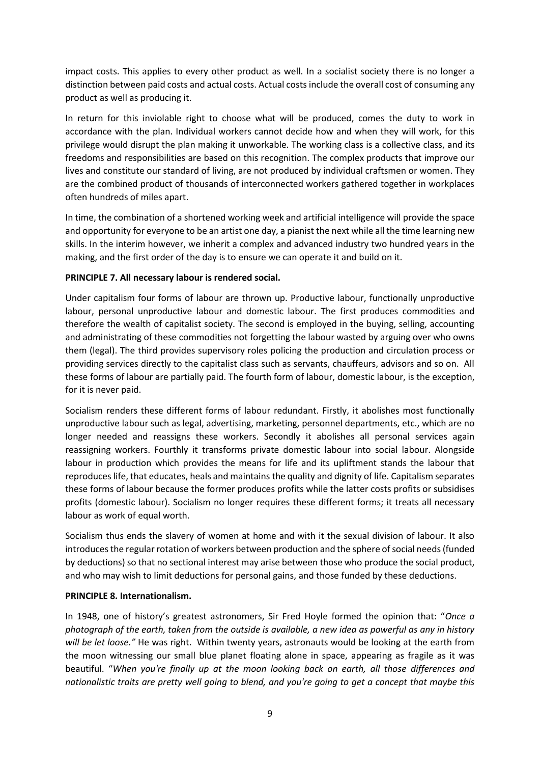impact costs. This applies to every other product as well. In a socialist society there is no longer a distinction between paid costs and actual costs. Actual costs include the overall cost of consuming any product as well as producing it.

In return for this inviolable right to choose what will be produced, comes the duty to work in accordance with the plan. Individual workers cannot decide how and when they will work, for this privilege would disrupt the plan making it unworkable. The working class is a collective class, and its freedoms and responsibilities are based on this recognition. The complex products that improve our lives and constitute our standard of living, are not produced by individual craftsmen or women. They are the combined product of thousands of interconnected workers gathered together in workplaces often hundreds of miles apart.

In time, the combination of a shortened working week and artificial intelligence will provide the space and opportunity for everyone to be an artist one day, a pianist the next while all the time learning new skills. In the interim however, we inherit a complex and advanced industry two hundred years in the making, and the first order of the day is to ensure we can operate it and build on it.

**PRINCIPLE 7. All necessary labour is rendered social.**

Under capitalism four forms of labour are thrown up. Productive labour, functionally unproductive labour, personal unproductive labour and domestic labour. The first produces commodities and therefore the wealth of capitalist society. The second is employed in the buying, selling, accounting and administrating of these commodities not forgetting the labour wasted by arguing over who owns them (legal). The third provides supervisory roles policing the production and circulation process or providing services directly to the capitalist class such as servants, chauffeurs, advisors and so on. All these forms of labour are partially paid. The fourth form of labour, domestic labour, is the exception, for it is never paid.

Socialism renders these different forms of labour redundant. Firstly, it abolishes most functionally unproductive labour such as legal, advertising, marketing, personnel departments, etc., which are no longer needed and reassigns these workers. Secondly it abolishes all personal services again reassigning workers. Fourthly it transforms private domestic labour into social labour. Alongside labour in production which provides the means for life and its upliftment stands the labour that reproduces life, that educates, heals and maintains the quality and dignity of life. Capitalism separates these forms of labour because the former produces profits while the latter costs profits or subsidises profits (domestic labour). Socialism no longer requires these different forms; it treats all necessary labour as work of equal worth.

Socialism thus ends the slavery of women at home and with it the sexual division of labour. It also introduces the regular rotation of workers between production and the sphere of social needs (funded by deductions) so that no sectional interest may arise between those who produce the social product, and who may wish to limit deductions for personal gains, and those funded by these deductions.

**PRINCIPLE 8. Internationalism.**

In 1948, one of history's greatest astronomers, Sir Fred Hoyle formed the opinion that: "*Once a photograph of the earth, taken from the outside is available, a new idea as powerful as any in history will be let loose.*" He was right. Within twenty years, astronauts would be looking at the earth from the moon witnessing our small blue planet floating alone in space, appearing as fragile as it was beautiful. "*When you're finally up at the moon looking back on earth, all those differences and nationalistic traits are pretty well going to blend, and you're going to get a concept that maybe this*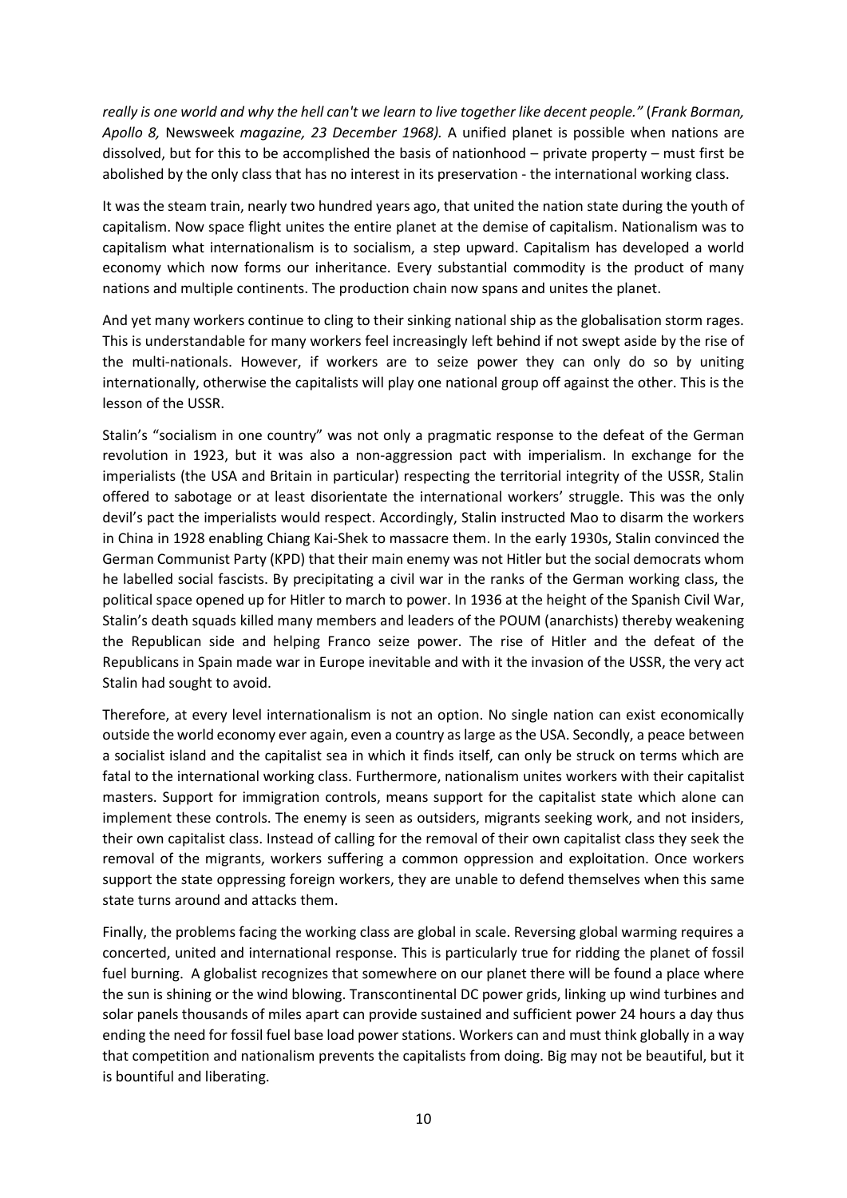*really is one world and why the hell can't we learn to live together like decent people."* (*Frank Borman, Apollo 8,* Newsweek *magazine, 23 December 1968).* A unified planet is possible when nations are dissolved, but for this to be accomplished the basis of nationhood – private property – must first be abolished by the only class that has no interest in its preservation - the international working class.

It was the steam train, nearly two hundred years ago, that united the nation state during the youth of capitalism. Now space flight unites the entire planet at the demise of capitalism. Nationalism was to capitalism what internationalism is to socialism, a step upward. Capitalism has developed a world economy which now forms our inheritance. Every substantial commodity is the product of many nations and multiple continents. The production chain now spans and unites the planet.

And yet many workers continue to cling to their sinking national ship as the globalisation storm rages. This is understandable for many workers feel increasingly left behind if not swept aside by the rise of the multi-nationals. However, if workers are to seize power they can only do so by uniting internationally, otherwise the capitalists will play one national group off against the other. This is the lesson of the USSR.

Stalin's "socialism in one country" was not only a pragmatic response to the defeat of the German revolution in 1923, but it was also a non-aggression pact with imperialism. In exchange for the imperialists (the USA and Britain in particular) respecting the territorial integrity of the USSR, Stalin offered to sabotage or at least disorientate the international workers' struggle. This was the only devil's pact the imperialists would respect. Accordingly, Stalin instructed Mao to disarm the workers in China in 1928 enabling Chiang Kai-Shek to massacre them. In the early 1930s, Stalin convinced the German Communist Party (KPD) that their main enemy was not Hitler but the social democrats whom he labelled social fascists. By precipitating a civil war in the ranks of the German working class, the political space opened up for Hitler to march to power. In 1936 at the height of the Spanish Civil War, Stalin's death squads killed many members and leaders of the POUM (anarchists) thereby weakening the Republican side and helping Franco seize power. The rise of Hitler and the defeat of the Republicans in Spain made war in Europe inevitable and with it the invasion of the USSR, the very act Stalin had sought to avoid.

Therefore, at every level internationalism is not an option. No single nation can exist economically outside the world economy ever again, even a country as large as the USA. Secondly, a peace between a socialist island and the capitalist sea in which it finds itself, can only be struck on terms which are fatal to the international working class. Furthermore, nationalism unites workers with their capitalist masters. Support for immigration controls, means support for the capitalist state which alone can implement these controls. The enemy is seen as outsiders, migrants seeking work, and not insiders, their own capitalist class. Instead of calling for the removal of their own capitalist class they seek the removal of the migrants, workers suffering a common oppression and exploitation. Once workers support the state oppressing foreign workers, they are unable to defend themselves when this same state turns around and attacks them.

Finally, the problems facing the working class are global in scale. Reversing global warming requires a concerted, united and international response. This is particularly true for ridding the planet of fossil fuel burning. A globalist recognizes that somewhere on our planet there will be found a place where the sun is shining or the wind blowing. Transcontinental DC power grids, linking up wind turbines and solar panels thousands of miles apart can provide sustained and sufficient power 24 hours a day thus ending the need for fossil fuel base load power stations. Workers can and must think globally in a way that competition and nationalism prevents the capitalists from doing. Big may not be beautiful, but it is bountiful and liberating.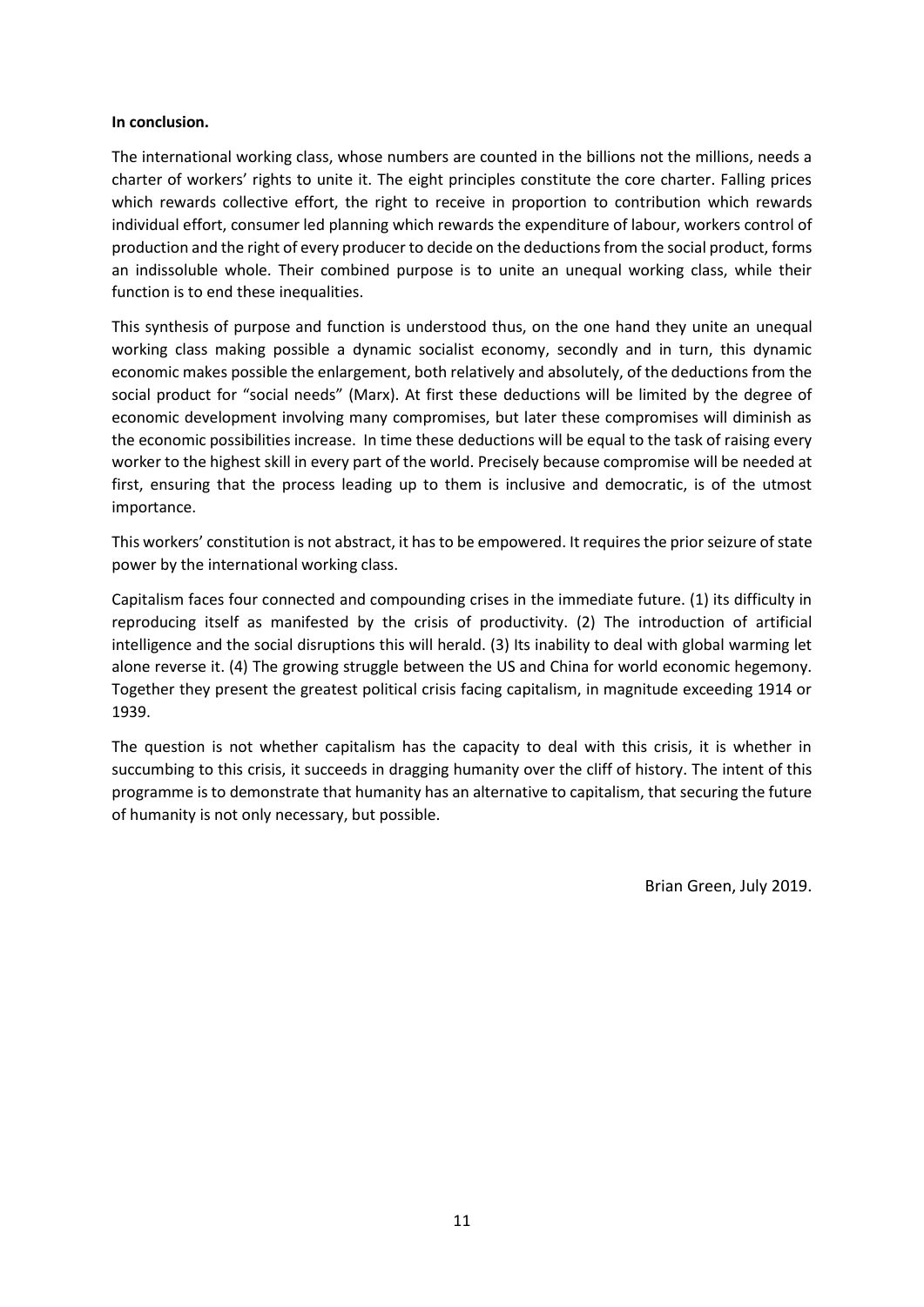**In conclusion.**

The international working class, whose numbers are counted in the billions not the millions, needs a charter of workers' rights to unite it. The eight principles constitute the core charter. Falling prices which rewards collective effort, the right to receive in proportion to contribution which rewards individual effort, consumer led planning which rewards the expenditure of labour, workers control of production and the right of every producer to decide on the deductions from the social product, forms an indissoluble whole. Their combined purpose is to unite an unequal working class, while their function is to end these inequalities.

This synthesis of purpose and function is understood thus, on the one hand they unite an unequal working class making possible a dynamic socialist economy, secondly and in turn, this dynamic economic makes possible the enlargement, both relatively and absolutely, of the deductions from the social product for "social needs" (Marx). At first these deductions will be limited by the degree of economic development involving many compromises, but later these compromises will diminish as the economic possibilities increase. In time these deductions will be equal to the task of raising every worker to the highest skill in every part of the world. Precisely because compromise will be needed at first, ensuring that the process leading up to them is inclusive and democratic, is of the utmost importance.

This workers' constitution is not abstract, it has to be empowered. It requires the prior seizure of state power by the international working class.

Capitalism faces four connected and compounding crises in the immediate future. (1) its difficulty in reproducing itself as manifested by the crisis of productivity. (2) The introduction of artificial intelligence and the social disruptions this will herald. (3) Its inability to deal with global warming let alone reverse it. (4) The growing struggle between the US and China for world economic hegemony. Together they present the greatest political crisis facing capitalism, in magnitude exceeding 1914 or 1939.

The question is not whether capitalism has the capacity to deal with this crisis, it is whether in succumbing to this crisis, it succeeds in dragging humanity over the cliff of history. The intent of this programme is to demonstrate that humanity has an alternative to capitalism, that securing the future of humanity is not only necessary, but possible.

Brian Green, July 2019.